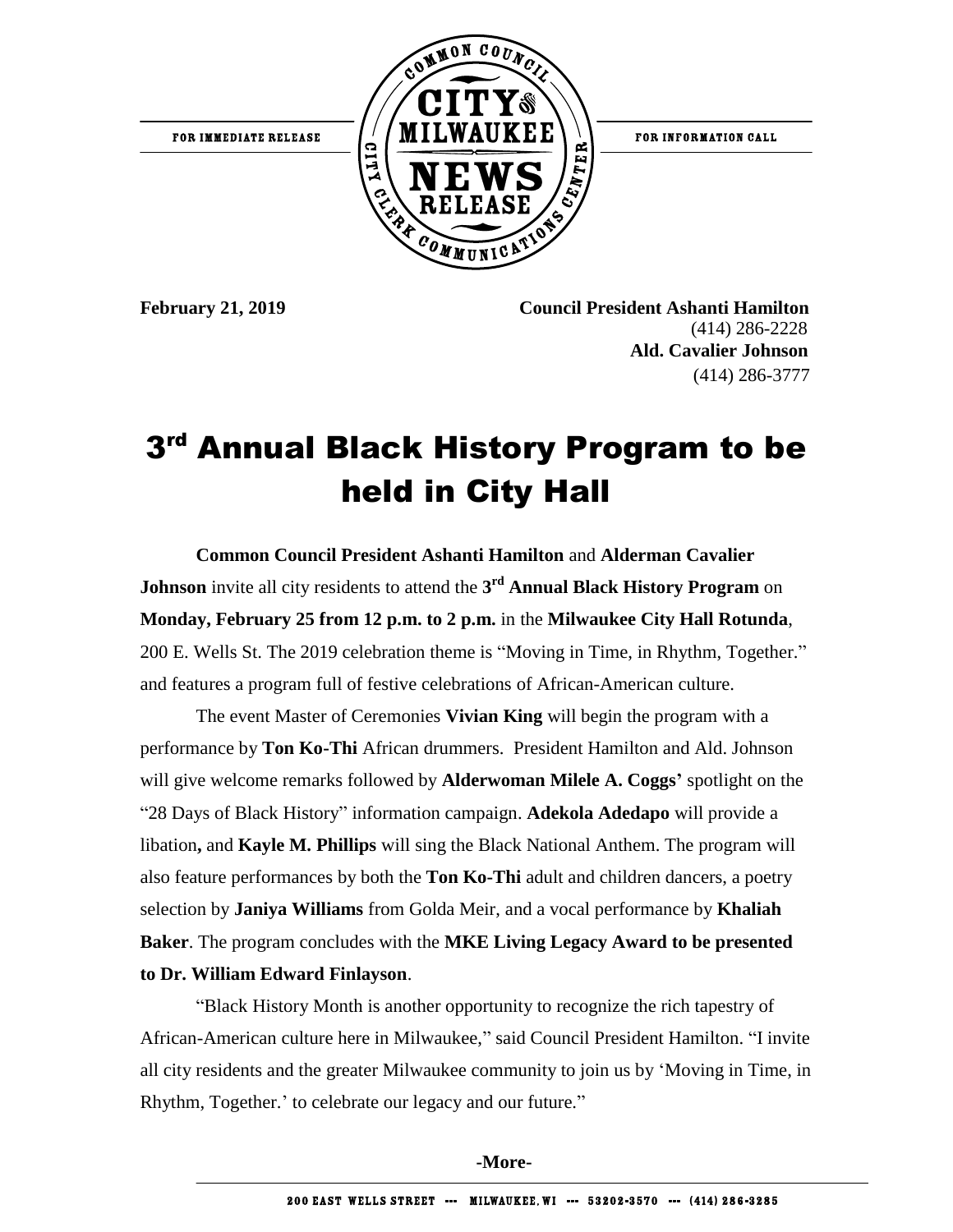FOR IMMEDIATE RELEASE

COMMON COUNCIL CITY OF MILWAUKEE NEWS RELEASE — CITY CLERK COMMUNICATIONS CENTER

FOR INFORMATION CALL

**February 21, 2019**

**Council President Ashanti Hamilton**
(414) 286-2228
**Ald. Cavalier Johnson**
(414) 286-3777

# 3rd Annual Black History Program to be held in City Hall

**Common Council President Ashanti Hamilton** and **Alderman Cavalier Johnson** invite all city residents to attend the **3rd Annual Black History Program** on **Monday, February 25 from 12 p.m. to 2 p.m.** in the **Milwaukee City Hall Rotunda**, 200 E. Wells St. The 2019 celebration theme is "Moving in Time, in Rhythm, Together." and features a program full of festive celebrations of African-American culture.

The event Master of Ceremonies **Vivian King** will begin the program with a performance by **Ton Ko-Thi** African drummers. President Hamilton and Ald. Johnson will give welcome remarks followed by **Alderwoman Milele A. Coggs'** spotlight on the "28 Days of Black History" information campaign. **Adekola Adedapo** will provide a libation**,** and **Kayle M. Phillips** will sing the Black National Anthem. The program will also feature performances by both the **Ton Ko-Thi** adult and children dancers, a poetry selection by **Janiya Williams** from Golda Meir, and a vocal performance by **Khaliah Baker**. The program concludes with the **MKE Living Legacy Award to be presented to Dr. William Edward Finlayson**.

"Black History Month is another opportunity to recognize the rich tapestry of African-American culture here in Milwaukee," said Council President Hamilton. "I invite all city residents and the greater Milwaukee community to join us by 'Moving in Time, in Rhythm, Together.' to celebrate our legacy and our future."

**-More-**

200 EAST WELLS STREET --- MILWAUKEE, WI --- 53202-3570 --- (414) 286-3285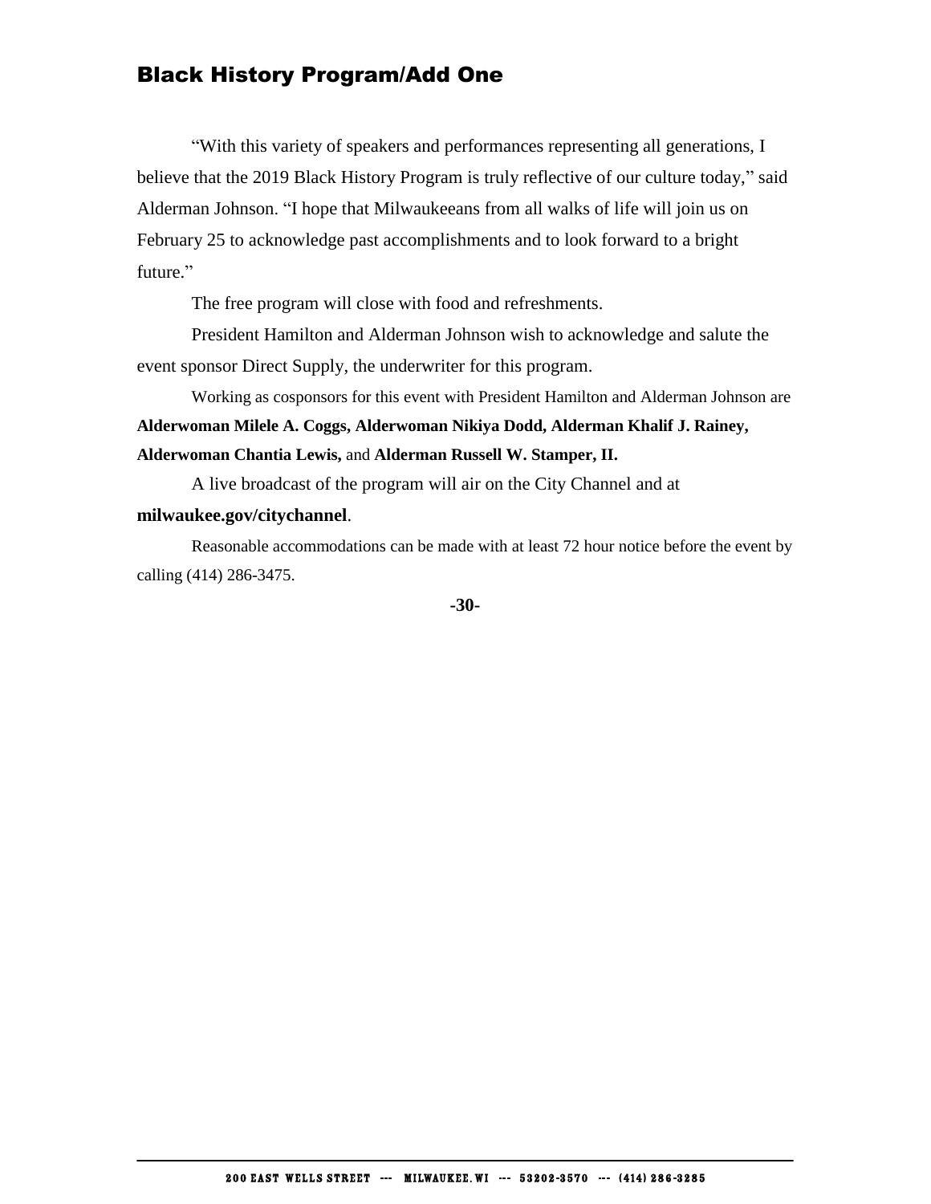## Black History Program/Add One

"With this variety of speakers and performances representing all generations, I believe that the 2019 Black History Program is truly reflective of our culture today," said Alderman Johnson. "I hope that Milwaukeeans from all walks of life will join us on February 25 to acknowledge past accomplishments and to look forward to a bright future."

The free program will close with food and refreshments.

President Hamilton and Alderman Johnson wish to acknowledge and salute the event sponsor Direct Supply, the underwriter for this program.

Working as cosponsors for this event with President Hamilton and Alderman Johnson are **Alderwoman Milele A. Coggs, Alderwoman Nikiya Dodd, Alderman Khalif J. Rainey, Alderwoman Chantia Lewis,** and **Alderman Russell W. Stamper, II.**

A live broadcast of the program will air on the City Channel and at **milwaukee.gov/citychannel**.

Reasonable accommodations can be made with at least 72 hour notice before the event by calling (414) 286-3475.

**-30-**